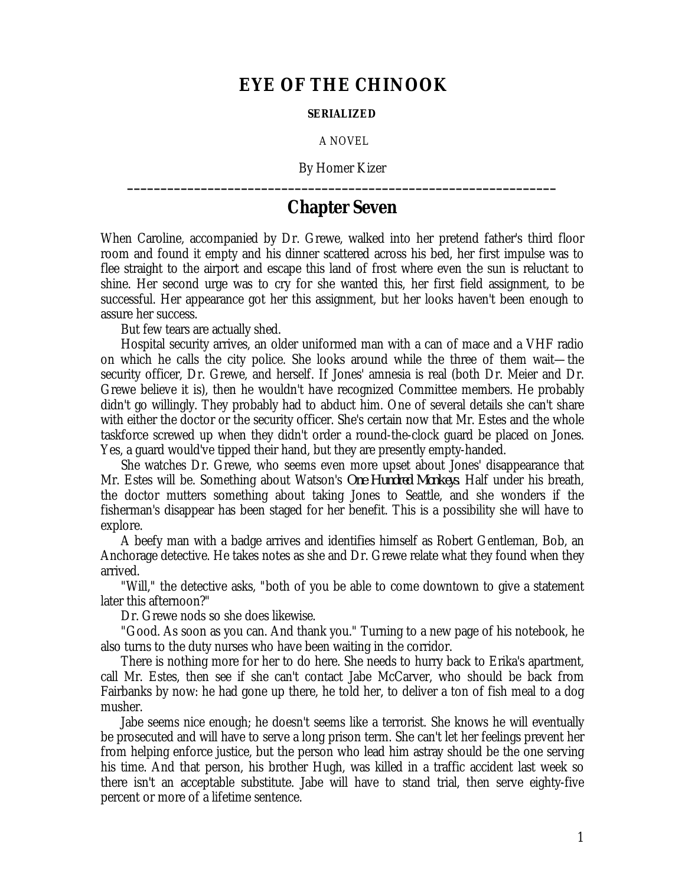# EYE OF THE CHINOOK

**SERIALIZED**

A NOVEL

By Homer Kizer

---

## Chapter Seven

When Caroline, accompanied by Dr. Grewe, walked into her pretend father's third floor room and found it empty and his dinner scattered across his bed, her first impulse was to flee straight to the airport and escape this land of frost where even the sun is reluctant to shine. Her second urge was to cry for she wanted this, her first field assignment, to be successful. Her appearance got her this assignment, but her looks haven't been enough to assure her success.

But few tears are actually shed.

Hospital security arrives, an older uniformed man with a can of mace and a VHF radio on which he calls the city police. She looks around while the three of them wait—the security officer, Dr. Grewe, and herself. If Jones' amnesia is real (both Dr. Meier and Dr. Grewe believe it is), then he wouldn't have recognized Committee members. He probably didn't go willingly. They probably had to abduct him. One of several details she can't share with either the doctor or the security officer. She's certain now that Mr. Estes and the whole taskforce screwed up when they didn't order a round-the-clock guard be placed on Jones. Yes, a guard would've tipped their hand, but they are presently empty-handed.

She watches Dr. Grewe, who seems even more upset about Jones' disappearance that Mr. Estes will be. Something about Watson's *One Hundred Monkeys*. Half under his breath, the doctor mutters something about taking Jones to Seattle, and she wonders if the fisherman's disappear has been staged for her benefit. This is a possibility she will have to explore.

A beefy man with a badge arrives and identifies himself as Robert Gentleman, Bob, an Anchorage detective. He takes notes as she and Dr. Grewe relate what they found when they arrived.

"Will," the detective asks, "both of you be able to come downtown to give a statement later this afternoon?"

Dr. Grewe nods so she does likewise.

"Good. As soon as you can. And thank you." Turning to a new page of his notebook, he also turns to the duty nurses who have been waiting in the corridor.

There is nothing more for her to do here. She needs to hurry back to Erika's apartment, call Mr. Estes, then see if she can't contact Jabe McCarver, who should be back from Fairbanks by now: he had gone up there, he told her, to deliver a ton of fish meal to a dog musher.

Jabe seems nice enough; he doesn't seems like a terrorist. She knows he will eventually be prosecuted and will have to serve a long prison term. She can't let her feelings prevent her from helping enforce justice, but the person who lead him astray should be the one serving his time. And that person, his brother Hugh, was killed in a traffic accident last week so there isn't an acceptable substitute. Jabe will have to stand trial, then serve eighty-five percent or more of a lifetime sentence.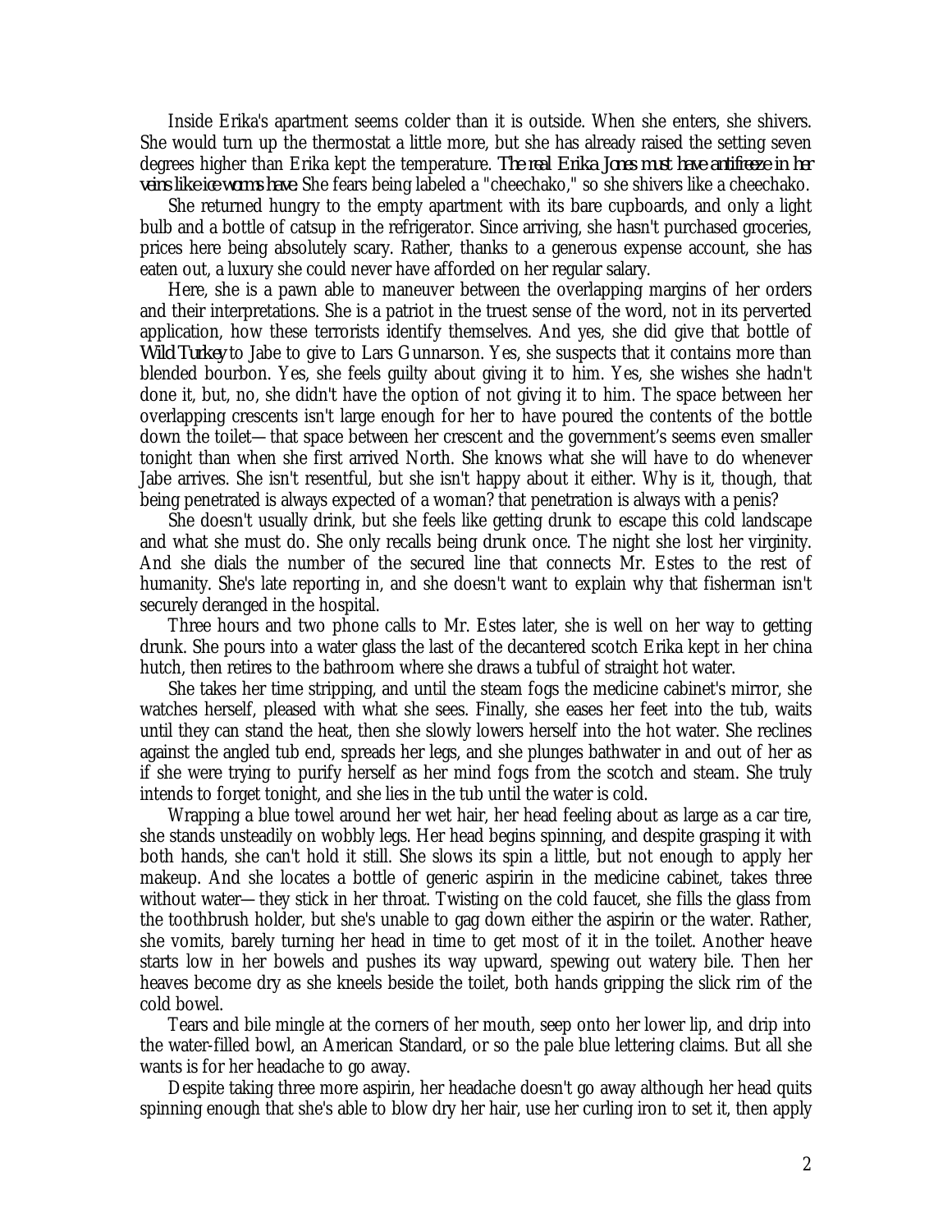Inside Erika's apartment seems colder than it is outside. When she enters, she shivers. She would turn up the thermostat a little more, but she has already raised the setting seven degrees higher than Erika kept the temperature. *The real Erika Jones must have antifreeze in her veins like ice worms have.* She fears being labeled a "cheechako," so she shivers like a cheechako.

She returned hungry to the empty apartment with its bare cupboards, and only a light bulb and a bottle of catsup in the refrigerator. Since arriving, she hasn't purchased groceries, prices here being absolutely scary. Rather, thanks to a generous expense account, she has eaten out, a luxury she could never have afforded on her regular salary.

Here, she is a pawn able to maneuver between the overlapping margins of her orders and their interpretations. She is a patriot in the truest sense of the word, not in its perverted application, how these terrorists identify themselves. And yes, she did give that bottle of *Wild Turkey* to Jabe to give to Lars Gunnarson. Yes, she suspects that it contains more than blended bourbon. Yes, she feels guilty about giving it to him. Yes, she wishes she hadn't done it, but, no, she didn't have the option of not giving it to him. The space between her overlapping crescents isn't large enough for her to have poured the contents of the bottle down the toilet—that space between her crescent and the government's seems even smaller tonight than when she first arrived North. She knows what she will have to do whenever Jabe arrives. She isn't resentful, but she isn't happy about it either. Why is it, though, that being penetrated is always expected of a woman? that penetration is always with a penis?

She doesn't usually drink, but she feels like getting drunk to escape this cold landscape and what she must do. She only recalls being drunk once. The night she lost her virginity. And she dials the number of the secured line that connects Mr. Estes to the rest of humanity. She's late reporting in, and she doesn't want to explain why that fisherman isn't securely deranged in the hospital.

Three hours and two phone calls to Mr. Estes later, she is well on her way to getting drunk. She pours into a water glass the last of the decantered scotch Erika kept in her china hutch, then retires to the bathroom where she draws a tubful of straight hot water.

She takes her time stripping, and until the steam fogs the medicine cabinet's mirror, she watches herself, pleased with what she sees. Finally, she eases her feet into the tub, waits until they can stand the heat, then she slowly lowers herself into the hot water. She reclines against the angled tub end, spreads her legs, and she plunges bathwater in and out of her as if she were trying to purify herself as her mind fogs from the scotch and steam. She truly intends to forget tonight, and she lies in the tub until the water is cold.

Wrapping a blue towel around her wet hair, her head feeling about as large as a car tire, she stands unsteadily on wobbly legs. Her head begins spinning, and despite grasping it with both hands, she can't hold it still. She slows its spin a little, but not enough to apply her makeup. And she locates a bottle of generic aspirin in the medicine cabinet, takes three without water—they stick in her throat. Twisting on the cold faucet, she fills the glass from the toothbrush holder, but she's unable to gag down either the aspirin or the water. Rather, she vomits, barely turning her head in time to get most of it in the toilet. Another heave starts low in her bowels and pushes its way upward, spewing out watery bile. Then her heaves become dry as she kneels beside the toilet, both hands gripping the slick rim of the cold bowel.

Tears and bile mingle at the corners of her mouth, seep onto her lower lip, and drip into the water-filled bowl, an American Standard, or so the pale blue lettering claims. But all she wants is for her headache to go away.

Despite taking three more aspirin, her headache doesn't go away although her head quits spinning enough that she's able to blow dry her hair, use her curling iron to set it, then apply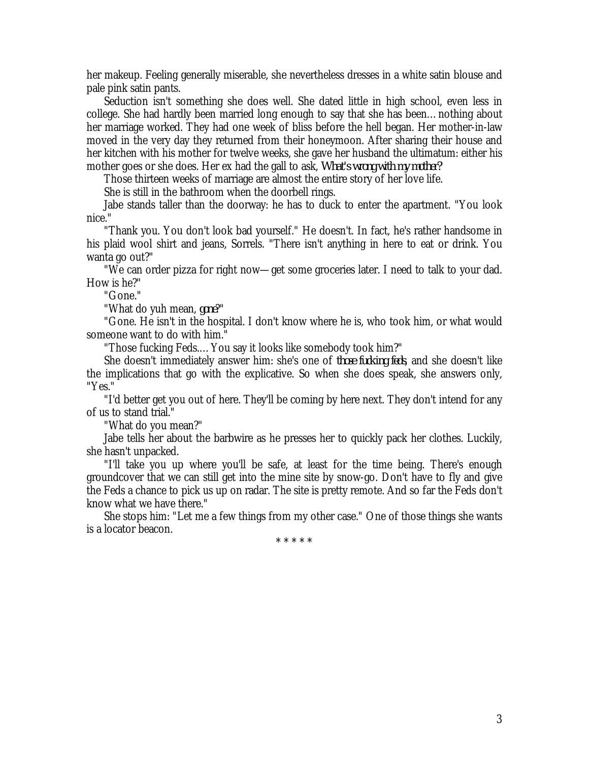her makeup. Feeling generally miserable, she nevertheless dresses in a white satin blouse and pale pink satin pants.

Seduction isn't something she does well. She dated little in high school, even less in college. She had hardly been married long enough to say that she has been… nothing about her marriage worked. They had one week of bliss before the hell began. Her mother-in-law moved in the very day they returned from their honeymoon. After sharing their house and her kitchen with his mother for twelve weeks, she gave her husband the ultimatum: either his mother goes or she does. Her ex had the gall to ask, *What's wrong with my mother?*

Those thirteen weeks of marriage are almost the entire story of her love life.

She is still in the bathroom when the doorbell rings.

Jabe stands taller than the doorway: he has to duck to enter the apartment. "You look nice."

"Thank you. You don't look bad yourself." He doesn't. In fact, he's rather handsome in his plaid wool shirt and jeans, Sorrels. "There isn't anything in here to eat or drink. You wanta go out?"

"We can order pizza for right now—get some groceries later. I need to talk to your dad. How is he?"

"Gone."

"What do yuh mean, *gone*?"

"Gone. He isn't in the hospital. I don't know where he is, who took him, or what would someone want to do with him."

"Those fucking Feds…. You say it looks like somebody took him?"

She doesn't immediately answer him: she's one of *those fucking feds*, and she doesn't like the implications that go with the explicative. So when she does speak, she answers only, "Yes."

"I'd better get you out of here. They'll be coming by here next. They don't intend for any of us to stand trial."

"What do you mean?"

Jabe tells her about the barbwire as he presses her to quickly pack her clothes. Luckily, she hasn't unpacked.

"I'll take you up where you'll be safe, at least for the time being. There's enough groundcover that we can still get into the mine site by snow-go. Don't have to fly and give the Feds a chance to pick us up on radar. The site is pretty remote. And so far the Feds don't know what we have there."

She stops him: "Let me a few things from my other case." One of those things she wants is a locator beacon.

\* \* \* \* \*